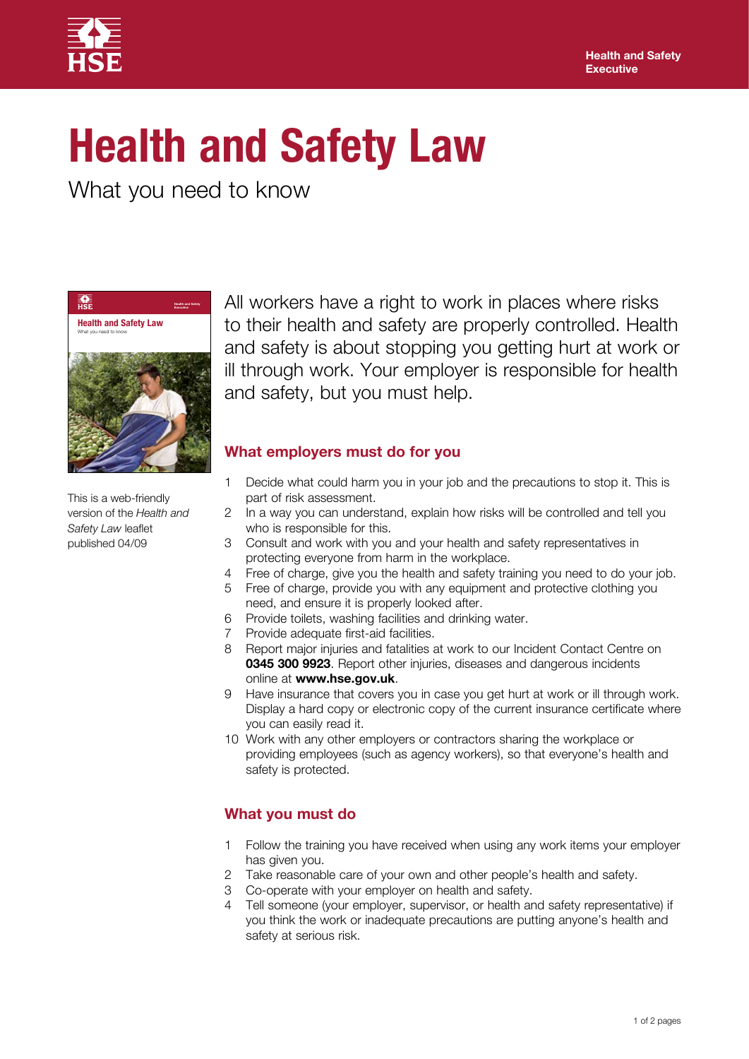Health and Safety Executive

# Health and Safety Law

What you need to know

This is a web-friendly version of the *Health and Safety Law* leaflet published 04/09

All workers have a right to work in places where risks to their health and safety are properly controlled. Health and safety is about stopping you getting hurt at work or ill through work. Your employer is responsible for health and safety, but you must help.

## What employers must do for you

1. Decide what could harm you in your job and the precautions to stop it. This is part of risk assessment.
2. In a way you can understand, explain how risks will be controlled and tell you who is responsible for this.
3. Consult and work with you and your health and safety representatives in protecting everyone from harm in the workplace.
4. Free of charge, give you the health and safety training you need to do your job.
5. Free of charge, provide you with any equipment and protective clothing you need, and ensure it is properly looked after.
6. Provide toilets, washing facilities and drinking water.
7. Provide adequate first-aid facilities.
8. Report major injuries and fatalities at work to our Incident Contact Centre on **0345 300 9923**. Report other injuries, diseases and dangerous incidents online at **www.hse.gov.uk**.
9. Have insurance that covers you in case you get hurt at work or ill through work. Display a hard copy or electronic copy of the current insurance certificate where you can easily read it.
10. Work with any other employers or contractors sharing the workplace or providing employees (such as agency workers), so that everyone's health and safety is protected.

## What you must do

1. Follow the training you have received when using any work items your employer has given you.
2. Take reasonable care of your own and other people's health and safety.
3. Co-operate with your employer on health and safety.
4. Tell someone (your employer, supervisor, or health and safety representative) if you think the work or inadequate precautions are putting anyone's health and safety at serious risk.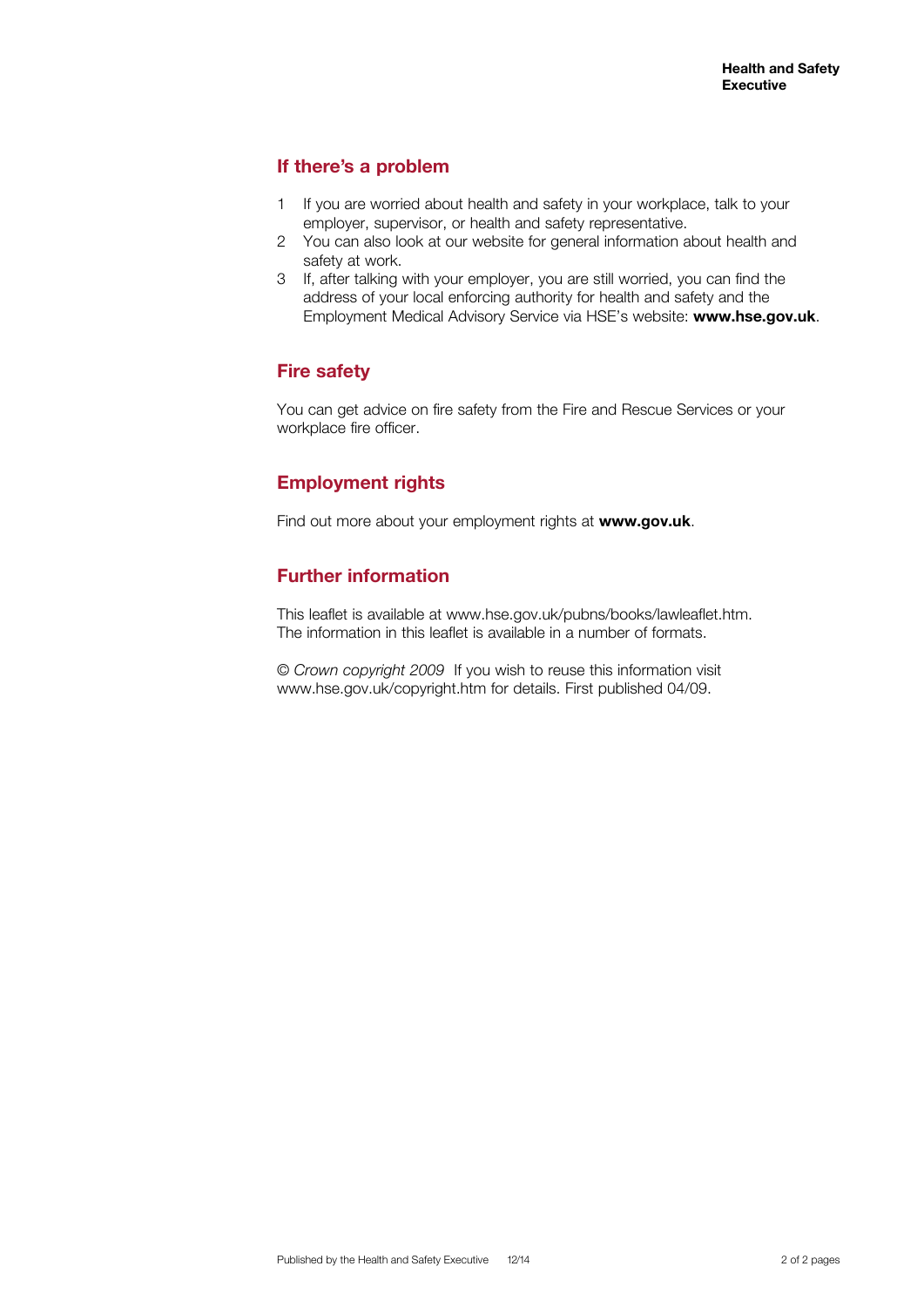## If there's a problem

1. If you are worried about health and safety in your workplace, talk to your employer, supervisor, or health and safety representative.
2. You can also look at our website for general information about health and safety at work.
3. If, after talking with your employer, you are still worried, you can find the address of your local enforcing authority for health and safety and the Employment Medical Advisory Service via HSE's website: **www.hse.gov.uk**.

## Fire safety

You can get advice on fire safety from the Fire and Rescue Services or your workplace fire officer.

## Employment rights

Find out more about your employment rights at **www.gov.uk**.

## Further information

This leaflet is available at www.hse.gov.uk/pubns/books/lawleaflet.htm. The information in this leaflet is available in a number of formats.

© *Crown copyright 2009* If you wish to reuse this information visit www.hse.gov.uk/copyright.htm for details. First published 04/09.

Published by the Health and Safety Executive 12/14